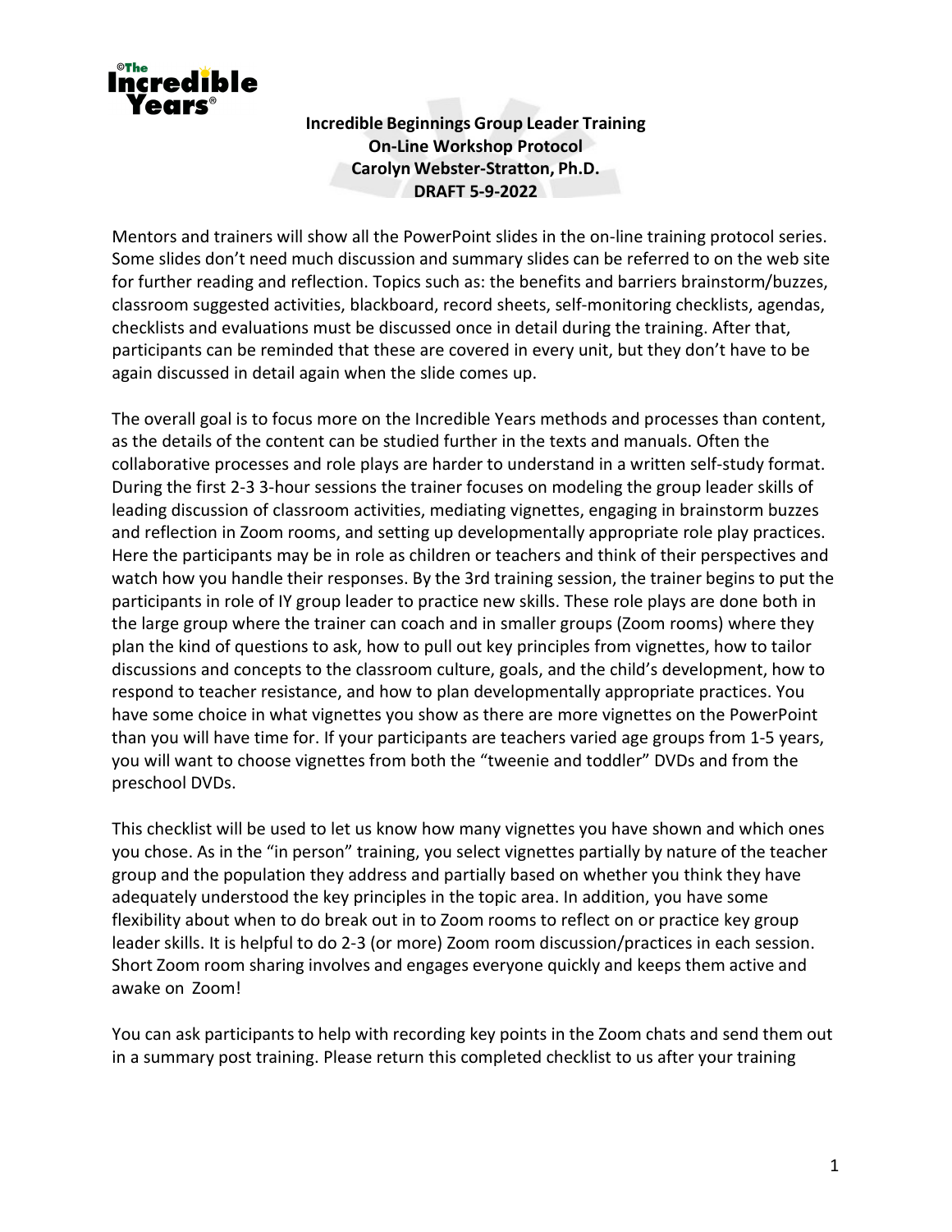# Incredible Beginnings Group Leader Training
## On-Line Workshop Protocol
### Carolyn Webster-Stratton, Ph.D.
### DRAFT 5-9-2022

Mentors and trainers will show all the PowerPoint slides in the on-line training protocol series. Some slides don't need much discussion and summary slides can be referred to on the web site for further reading and reflection. Topics such as: the benefits and barriers brainstorm/buzzes, classroom suggested activities, blackboard, record sheets, self-monitoring checklists, agendas, checklists and evaluations must be discussed once in detail during the training. After that, participants can be reminded that these are covered in every unit, but they don't have to be again discussed in detail again when the slide comes up.

The overall goal is to focus more on the Incredible Years methods and processes than content, as the details of the content can be studied further in the texts and manuals. Often the collaborative processes and role plays are harder to understand in a written self-study format. During the first 2-3 3-hour sessions the trainer focuses on modeling the group leader skills of leading discussion of classroom activities, mediating vignettes, engaging in brainstorm buzzes and reflection in Zoom rooms, and setting up developmentally appropriate role play practices. Here the participants may be in role as children or teachers and think of their perspectives and watch how you handle their responses. By the 3rd training session, the trainer begins to put the participants in role of IY group leader to practice new skills. These role plays are done both in the large group where the trainer can coach and in smaller groups (Zoom rooms) where they plan the kind of questions to ask, how to pull out key principles from vignettes, how to tailor discussions and concepts to the classroom culture, goals, and the child's development, how to respond to teacher resistance, and how to plan developmentally appropriate practices. You have some choice in what vignettes you show as there are more vignettes on the PowerPoint than you will have time for. If your participants are teachers varied age groups from 1-5 years, you will want to choose vignettes from both the "tweenie and toddler" DVDs and from the preschool DVDs.

This checklist will be used to let us know how many vignettes you have shown and which ones you chose. As in the "in person" training, you select vignettes partially by nature of the teacher group and the population they address and partially based on whether you think they have adequately understood the key principles in the topic area. In addition, you have some flexibility about when to do break out in to Zoom rooms to reflect on or practice key group leader skills. It is helpful to do 2-3 (or more) Zoom room discussion/practices in each session. Short Zoom room sharing involves and engages everyone quickly and keeps them active and awake on Zoom!

You can ask participants to help with recording key points in the Zoom chats and send them out in a summary post training. Please return this completed checklist to us after your training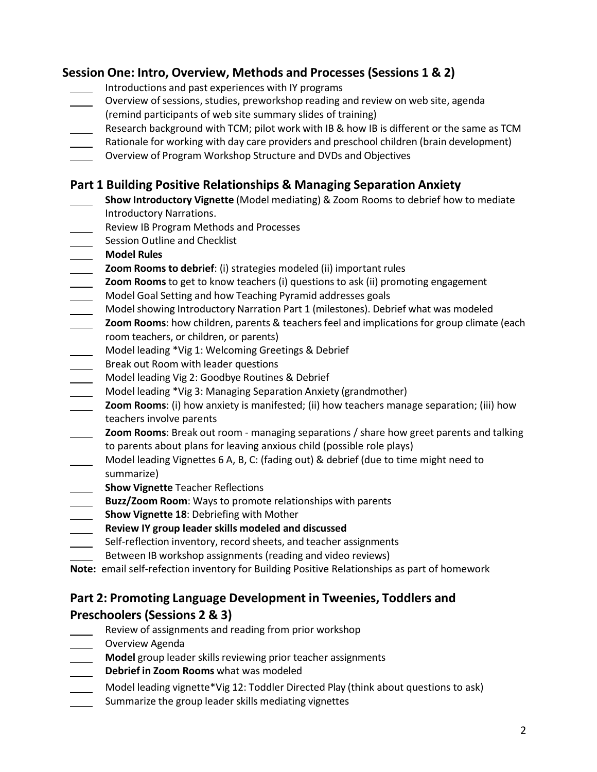## Session One: Intro, Overview, Methods and Processes (Sessions 1 & 2)

- ____ Introductions and past experiences with IY programs
- ____ Overview of sessions, studies, preworkshop reading and review on web site, agenda (remind participants of web site summary slides of training)
- ____ Research background with TCM; pilot work with IB & how IB is different or the same as TCM
- ____ Rationale for working with day care providers and preschool children (brain development)
- ____ Overview of Program Workshop Structure and DVDs and Objectives

## Part 1 Building Positive Relationships & Managing Separation Anxiety

- ____ **Show Introductory Vignette** (Model mediating) & Zoom Rooms to debrief how to mediate Introductory Narrations.
- ____ Review IB Program Methods and Processes
- ____ Session Outline and Checklist
- ____ **Model Rules**
- ____ **Zoom Rooms to debrief**: (i) strategies modeled (ii) important rules
- ____ **Zoom Rooms** to get to know teachers (i) questions to ask (ii) promoting engagement
- ____ Model Goal Setting and how Teaching Pyramid addresses goals
- ____ Model showing Introductory Narration Part 1 (milestones). Debrief what was modeled
- ____ **Zoom Rooms**: how children, parents & teachers feel and implications for group climate (each room teachers, or children, or parents)
- ____ Model leading *Vig 1: Welcoming Greetings & Debrief
- ____ Break out Room with leader questions
- ____ Model leading Vig 2: Goodbye Routines & Debrief
- ____ Model leading *Vig 3: Managing Separation Anxiety (grandmother)
- ____ **Zoom Rooms**: (i) how anxiety is manifested; (ii) how teachers manage separation; (iii) how teachers involve parents
- ____ **Zoom Rooms**: Break out room - managing separations / share how greet parents and talking to parents about plans for leaving anxious child (possible role plays)
- ____ Model leading Vignettes 6 A, B, C: (fading out) & debrief (due to time might need to summarize)
- ____ **Show Vignette** Teacher Reflections
- ____ **Buzz/Zoom Room**: Ways to promote relationships with parents
- ____ **Show Vignette 18**: Debriefing with Mother
- ____ **Review IY group leader skills modeled and discussed**
- ____ Self-reflection inventory, record sheets, and teacher assignments
- ____ Between IB workshop assignments (reading and video reviews)

**Note:** email self-refection inventory for Building Positive Relationships as part of homework

## Part 2: Promoting Language Development in Tweenies, Toddlers and Preschoolers (Sessions 2 & 3)

- ____ Review of assignments and reading from prior workshop
- ____ Overview Agenda
- ____ **Model** group leader skills reviewing prior teacher assignments
- ____ **Debrief in Zoom Rooms** what was modeled
- ____ Model leading vignette*Vig 12: Toddler Directed Play (think about questions to ask)
- ____ Summarize the group leader skills mediating vignettes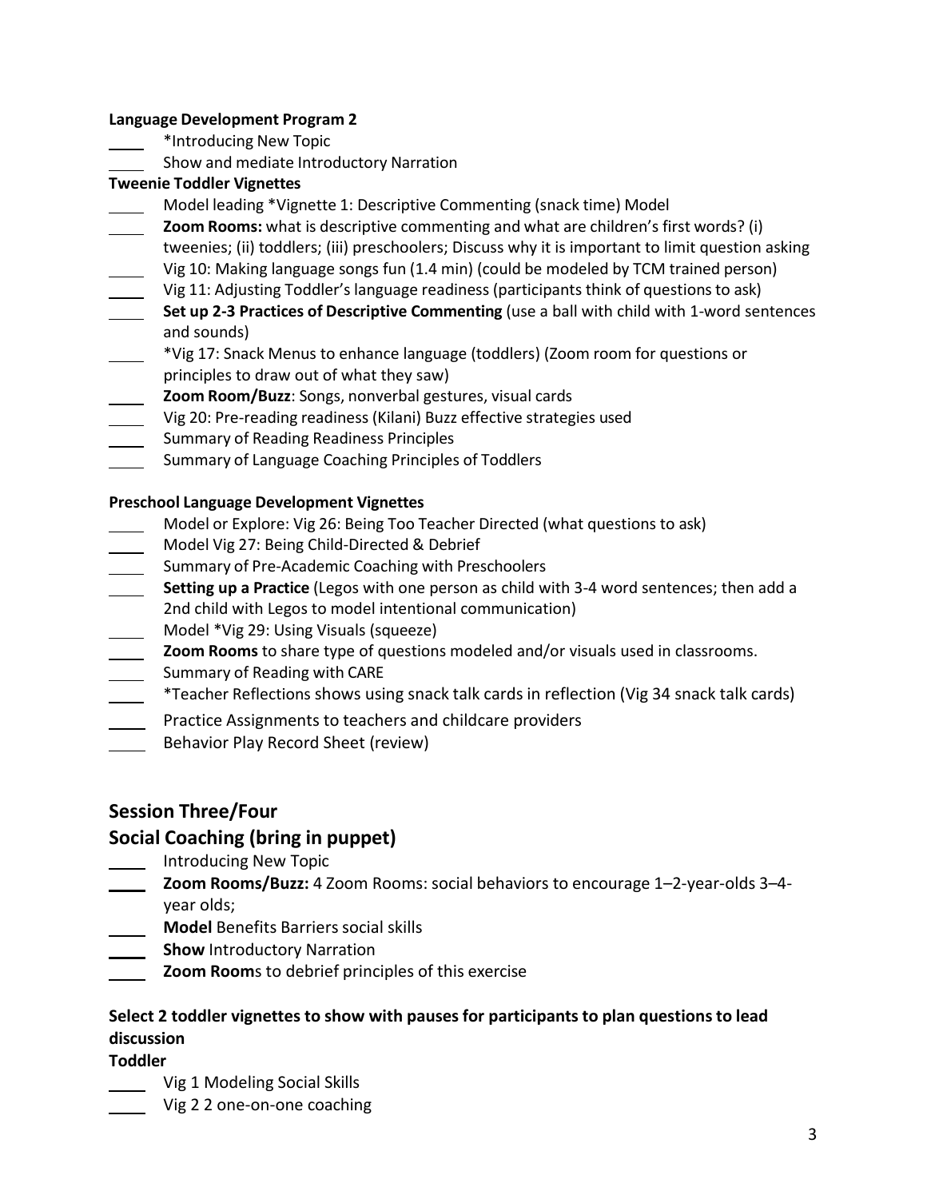**Language Development Program 2**

- ____ *Introducing New Topic
- ____ Show and mediate Introductory Narration

**Tweenie Toddler Vignettes**

- ____ Model leading *Vignette 1: Descriptive Commenting (snack time) Model
- ____ **Zoom Rooms:** what is descriptive commenting and what are children's first words? (i) tweenies; (ii) toddlers; (iii) preschoolers; Discuss why it is important to limit question asking
- ____ Vig 10: Making language songs fun (1.4 min) (could be modeled by TCM trained person)
- ____ Vig 11: Adjusting Toddler's language readiness (participants think of questions to ask)
- ____ **Set up 2-3 Practices of Descriptive Commenting** (use a ball with child with 1-word sentences and sounds)
- ____ *Vig 17: Snack Menus to enhance language (toddlers) (Zoom room for questions or principles to draw out of what they saw)
- ____ **Zoom Room/Buzz**: Songs, nonverbal gestures, visual cards
- ____ Vig 20: Pre-reading readiness (Kilani) Buzz effective strategies used
- ____ Summary of Reading Readiness Principles
- ____ Summary of Language Coaching Principles of Toddlers

**Preschool Language Development Vignettes**

- ____ Model or Explore: Vig 26: Being Too Teacher Directed (what questions to ask)
- ____ Model Vig 27: Being Child-Directed & Debrief
- ____ Summary of Pre-Academic Coaching with Preschoolers
- ____ **Setting up a Practice** (Legos with one person as child with 3-4 word sentences; then add a 2nd child with Legos to model intentional communication)
- ____ Model *Vig 29: Using Visuals (squeeze)
- ____ **Zoom Rooms** to share type of questions modeled and/or visuals used in classrooms.
- ____ Summary of Reading with CARE
- ____ *Teacher Reflections shows using snack talk cards in reflection (Vig 34 snack talk cards)
- ____ Practice Assignments to teachers and childcare providers
- ____ Behavior Play Record Sheet (review)

## Session Three/Four

## Social Coaching (bring in puppet)

- ____ Introducing New Topic
- ____ **Zoom Rooms/Buzz:** 4 Zoom Rooms: social behaviors to encourage 1–2-year-olds 3–4-year olds;
- ____ **Model** Benefits Barriers social skills
- ____ **Show** Introductory Narration
- ____ **Zoom Room**s to debrief principles of this exercise

**Select 2 toddler vignettes to show with pauses for participants to plan questions to lead discussion**

**Toddler**

- ____ Vig 1 Modeling Social Skills
- ____ Vig 2 2 one-on-one coaching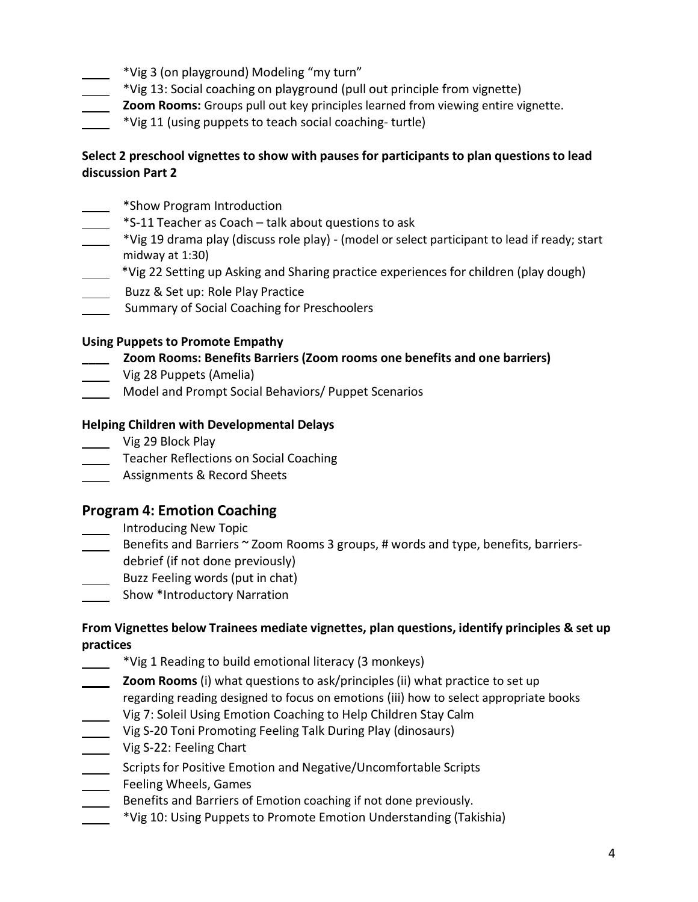- ____ *Vig 3 (on playground) Modeling "my turn"
- ____ *Vig 13: Social coaching on playground (pull out principle from vignette)
- ____ **Zoom Rooms:** Groups pull out key principles learned from viewing entire vignette.
- ____ *Vig 11 (using puppets to teach social coaching- turtle)

**Select 2 preschool vignettes to show with pauses for participants to plan questions to lead discussion Part 2**

- ____ *Show Program Introduction
- ____ *S-11 Teacher as Coach – talk about questions to ask
- ____ *Vig 19 drama play (discuss role play) - (model or select participant to lead if ready; start midway at 1:30)
- ____ *Vig 22 Setting up Asking and Sharing practice experiences for children (play dough)
- ____ Buzz & Set up: Role Play Practice
- ____ Summary of Social Coaching for Preschoolers

**Using Puppets to Promote Empathy**

- ____ **Zoom Rooms: Benefits Barriers (Zoom rooms one benefits and one barriers)**
- ____ Vig 28 Puppets (Amelia)
- ____ Model and Prompt Social Behaviors/ Puppet Scenarios

**Helping Children with Developmental Delays**

- ____ Vig 29 Block Play
- ____ Teacher Reflections on Social Coaching
- ____ Assignments & Record Sheets

## Program 4: Emotion Coaching

- ____ Introducing New Topic
- ____ Benefits and Barriers ~ Zoom Rooms 3 groups, # words and type, benefits, barriers- debrief (if not done previously)
- ____ Buzz Feeling words (put in chat)
- ____ Show *Introductory Narration

**From Vignettes below Trainees mediate vignettes, plan questions, identify principles & set up practices**

- ____ *Vig 1 Reading to build emotional literacy (3 monkeys)
- ____ **Zoom Rooms** (i) what questions to ask/principles (ii) what practice to set up regarding reading designed to focus on emotions (iii) how to select appropriate books
- ____ Vig 7: Soleil Using Emotion Coaching to Help Children Stay Calm
- ____ Vig S-20 Toni Promoting Feeling Talk During Play (dinosaurs)
- ____ Vig S-22: Feeling Chart
- ____ Scripts for Positive Emotion and Negative/Uncomfortable Scripts
- ____ Feeling Wheels, Games
- ____ Benefits and Barriers of Emotion coaching if not done previously.
- ____ *Vig 10: Using Puppets to Promote Emotion Understanding (Takishia)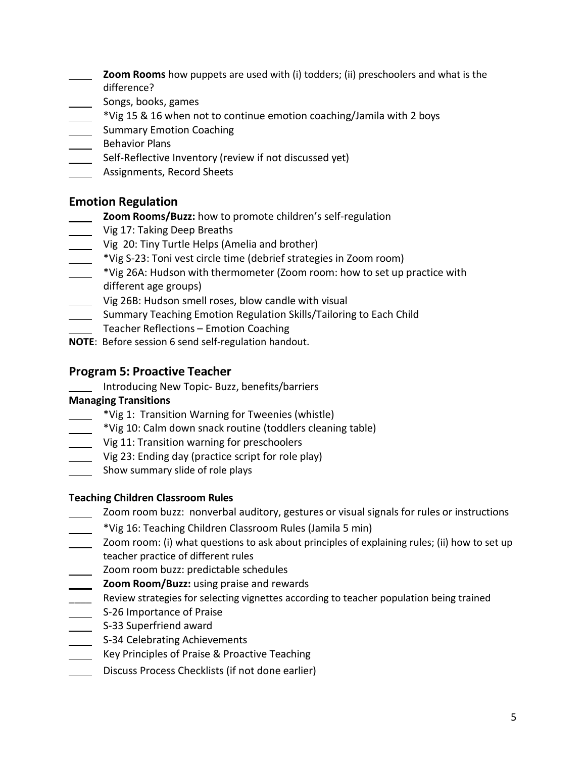- ____ **Zoom Rooms** how puppets are used with (i) todders; (ii) preschoolers and what is the difference?
- ____ Songs, books, games
- ____ *Vig 15 & 16 when not to continue emotion coaching/Jamila with 2 boys
- ____ Summary Emotion Coaching
- ____ Behavior Plans
- ____ Self-Reflective Inventory (review if not discussed yet)
- ____ Assignments, Record Sheets

## Emotion Regulation

- ____ **Zoom Rooms/Buzz:** how to promote children's self-regulation
- ____ Vig 17: Taking Deep Breaths
- ____ Vig 20: Tiny Turtle Helps (Amelia and brother)
- ____ *Vig S-23: Toni vest circle time (debrief strategies in Zoom room)
- ____ *Vig 26A: Hudson with thermometer (Zoom room: how to set up practice with different age groups)
- ____ Vig 26B: Hudson smell roses, blow candle with visual
- ____ Summary Teaching Emotion Regulation Skills/Tailoring to Each Child
- ____ Teacher Reflections – Emotion Coaching

**NOTE**: Before session 6 send self-regulation handout.

## Program 5: Proactive Teacher

- ____ Introducing New Topic- Buzz, benefits/barriers

### Managing Transitions

- ____ *Vig 1: Transition Warning for Tweenies (whistle)
- ____ *Vig 10: Calm down snack routine (toddlers cleaning table)
- ____ Vig 11: Transition warning for preschoolers
- ____ Vig 23: Ending day (practice script for role play)
- ____ Show summary slide of role plays

### Teaching Children Classroom Rules

- ____ Zoom room buzz: nonverbal auditory, gestures or visual signals for rules or instructions
- ____ *Vig 16: Teaching Children Classroom Rules (Jamila 5 min)
- ____ Zoom room: (i) what questions to ask about principles of explaining rules; (ii) how to set up teacher practice of different rules
- ____ Zoom room buzz: predictable schedules
- ____ **Zoom Room/Buzz:** using praise and rewards
- ____ Review strategies for selecting vignettes according to teacher population being trained
- ____ S-26 Importance of Praise
- ____ S-33 Superfriend award
- ____ S-34 Celebrating Achievements
- ____ Key Principles of Praise & Proactive Teaching
- ____ Discuss Process Checklists (if not done earlier)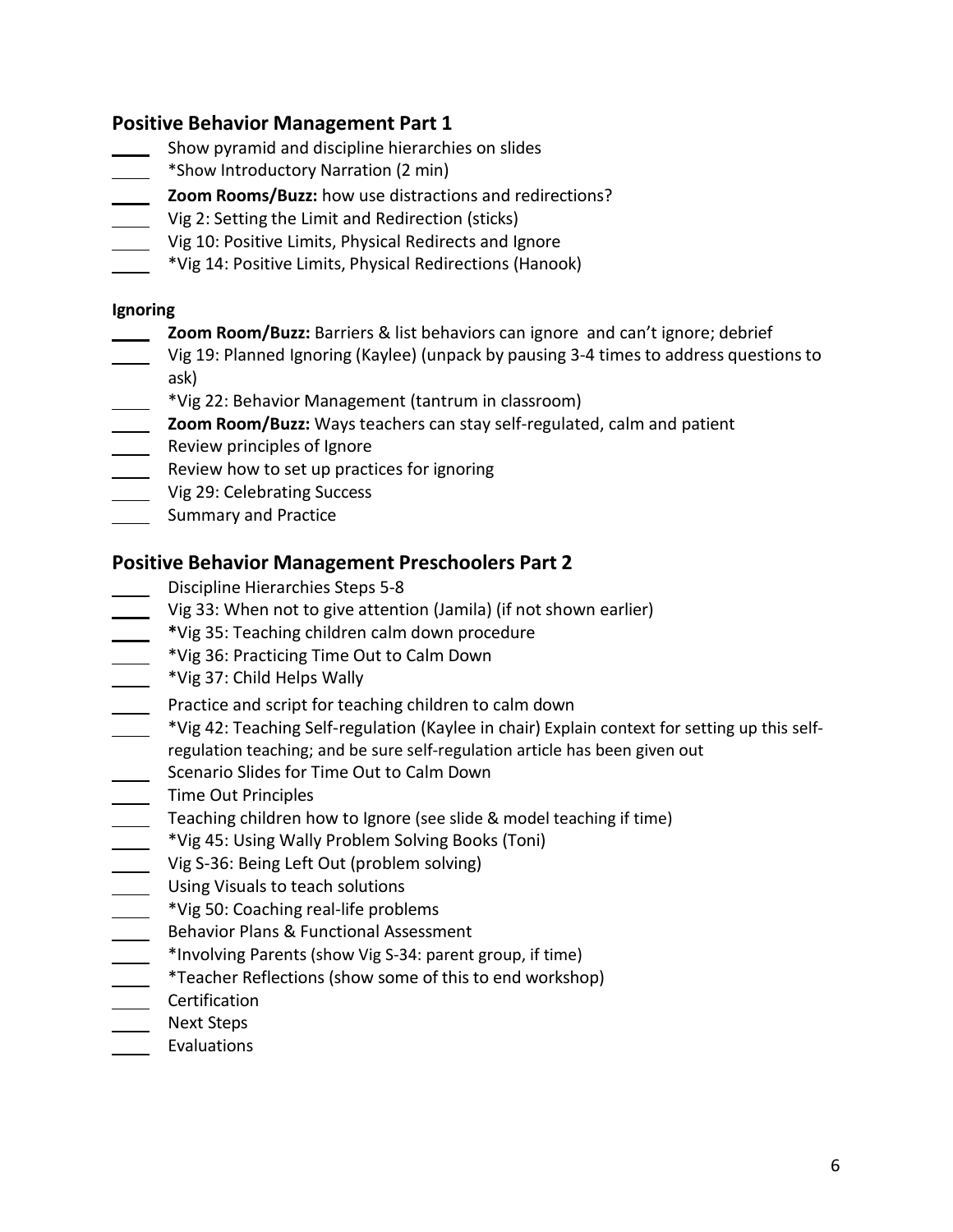## Positive Behavior Management Part 1

- ____ Show pyramid and discipline hierarchies on slides
- ____ *Show Introductory Narration (2 min)
- ____ **Zoom Rooms/Buzz:** how use distractions and redirections?
- ____ Vig 2: Setting the Limit and Redirection (sticks)
- ____ Vig 10: Positive Limits, Physical Redirects and Ignore
- ____ *Vig 14: Positive Limits, Physical Redirections (Hanook)

**Ignoring**

- ____ **Zoom Room/Buzz:** Barriers & list behaviors can ignore and can't ignore; debrief
- ____ Vig 19: Planned Ignoring (Kaylee) (unpack by pausing 3-4 times to address questions to ask)
- ____ *Vig 22: Behavior Management (tantrum in classroom)
- ____ **Zoom Room/Buzz:** Ways teachers can stay self-regulated, calm and patient
- ____ Review principles of Ignore
- ____ Review how to set up practices for ignoring
- ____ Vig 29: Celebrating Success
- ____ Summary and Practice

## Positive Behavior Management Preschoolers Part 2

- ____ Discipline Hierarchies Steps 5-8
- ____ Vig 33: When not to give attention (Jamila) (if not shown earlier)
- ____ **\***Vig 35: Teaching children calm down procedure
- ____ *Vig 36: Practicing Time Out to Calm Down
- ____ *Vig 37: Child Helps Wally
- ____ Practice and script for teaching children to calm down
- ____ *Vig 42: Teaching Self-regulation (Kaylee in chair) Explain context for setting up this self-regulation teaching; and be sure self-regulation article has been given out
- ____ Scenario Slides for Time Out to Calm Down
- ____ Time Out Principles
- ____ Teaching children how to Ignore (see slide & model teaching if time)
- ____ *Vig 45: Using Wally Problem Solving Books (Toni)
- ____ Vig S-36: Being Left Out (problem solving)
- ____ Using Visuals to teach solutions
- ____ *Vig 50: Coaching real-life problems
- ____ Behavior Plans & Functional Assessment
- ____ *Involving Parents (show Vig S-34: parent group, if time)
- ____ *Teacher Reflections (show some of this to end workshop)
- ____ Certification
- ____ Next Steps
- ____ Evaluations